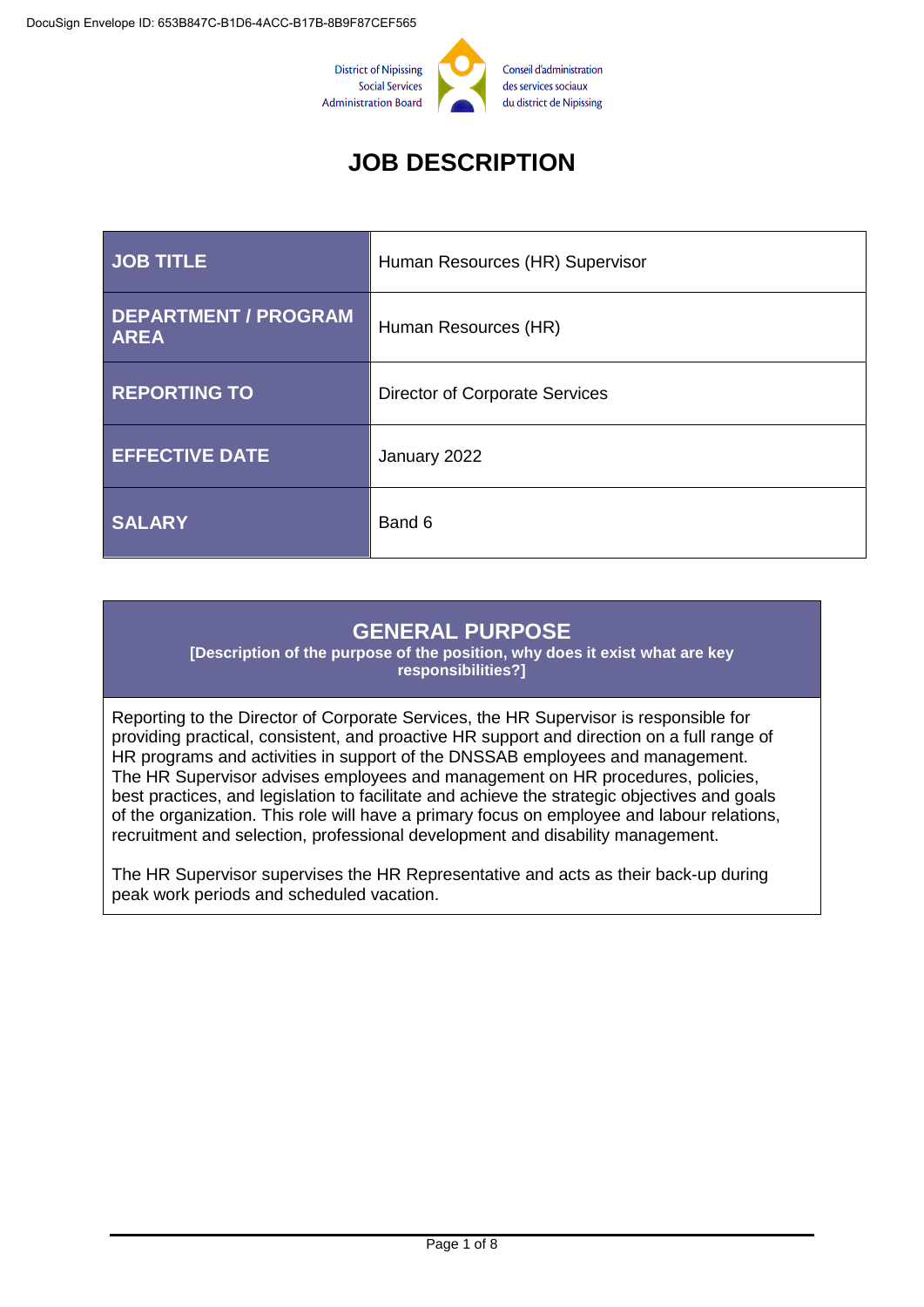District of Nipissing Social Services Administration Board

Conseil d'administration des services sociaux du district de Nipissing

# JOB DESCRIPTION

| | |
|---|---|
| **JOB TITLE** | Human Resources (HR) Supervisor |
| **DEPARTMENT / PROGRAM AREA** | Human Resources (HR) |
| **REPORTING TO** | Director of Corporate Services |
| **EFFECTIVE DATE** | January 2022 |
| **SALARY** | Band 6 |

## GENERAL PURPOSE

**[Description of the purpose of the position, why does it exist what are key responsibilities?]**

Reporting to the Director of Corporate Services, the HR Supervisor is responsible for providing practical, consistent, and proactive HR support and direction on a full range of HR programs and activities in support of the DNSSAB employees and management. The HR Supervisor advises employees and management on HR procedures, policies, best practices, and legislation to facilitate and achieve the strategic objectives and goals of the organization. This role will have a primary focus on employee and labour relations, recruitment and selection, professional development and disability management.

The HR Supervisor supervises the HR Representative and acts as their back-up during peak work periods and scheduled vacation.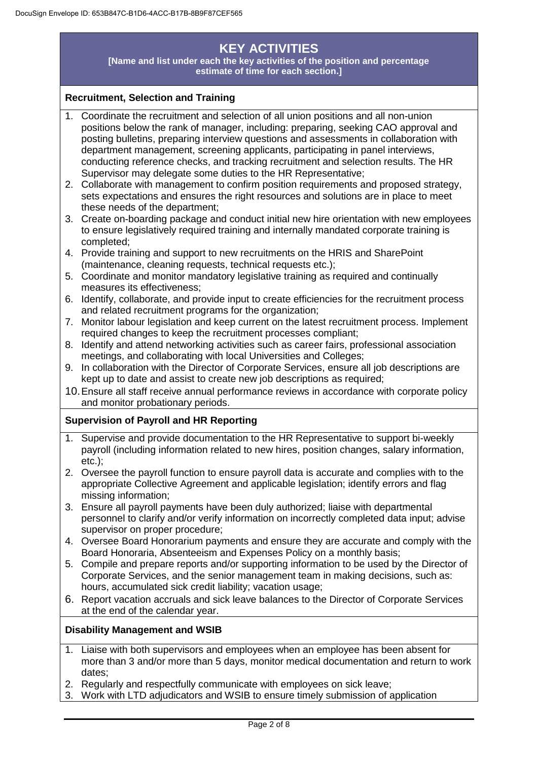## KEY ACTIVITIES

**[Name and list under each the key activities of the position and percentage estimate of time for each section.]**

### Recruitment, Selection and Training

1. Coordinate the recruitment and selection of all union positions and all non-union positions below the rank of manager, including: preparing, seeking CAO approval and posting bulletins, preparing interview questions and assessments in collaboration with department management, screening applicants, participating in panel interviews, conducting reference checks, and tracking recruitment and selection results. The HR Supervisor may delegate some duties to the HR Representative;
2. Collaborate with management to confirm position requirements and proposed strategy, sets expectations and ensures the right resources and solutions are in place to meet these needs of the department;
3. Create on-boarding package and conduct initial new hire orientation with new employees to ensure legislatively required training and internally mandated corporate training is completed;
4. Provide training and support to new recruitments on the HRIS and SharePoint (maintenance, cleaning requests, technical requests etc.);
5. Coordinate and monitor mandatory legislative training as required and continually measures its effectiveness;
6. Identify, collaborate, and provide input to create efficiencies for the recruitment process and related recruitment programs for the organization;
7. Monitor labour legislation and keep current on the latest recruitment process. Implement required changes to keep the recruitment processes compliant;
8. Identify and attend networking activities such as career fairs, professional association meetings, and collaborating with local Universities and Colleges;
9. In collaboration with the Director of Corporate Services, ensure all job descriptions are kept up to date and assist to create new job descriptions as required;
10. Ensure all staff receive annual performance reviews in accordance with corporate policy and monitor probationary periods.

### Supervision of Payroll and HR Reporting

1. Supervise and provide documentation to the HR Representative to support bi-weekly payroll (including information related to new hires, position changes, salary information, etc.);
2. Oversee the payroll function to ensure payroll data is accurate and complies with to the appropriate Collective Agreement and applicable legislation; identify errors and flag missing information;
3. Ensure all payroll payments have been duly authorized; liaise with departmental personnel to clarify and/or verify information on incorrectly completed data input; advise supervisor on proper procedure;
4. Oversee Board Honorarium payments and ensure they are accurate and comply with the Board Honoraria, Absenteeism and Expenses Policy on a monthly basis;
5. Compile and prepare reports and/or supporting information to be used by the Director of Corporate Services, and the senior management team in making decisions, such as: hours, accumulated sick credit liability; vacation usage;
6. Report vacation accruals and sick leave balances to the Director of Corporate Services at the end of the calendar year.

### Disability Management and WSIB

1. Liaise with both supervisors and employees when an employee has been absent for more than 3 and/or more than 5 days, monitor medical documentation and return to work dates;
2. Regularly and respectfully communicate with employees on sick leave;
3. Work with LTD adjudicators and WSIB to ensure timely submission of application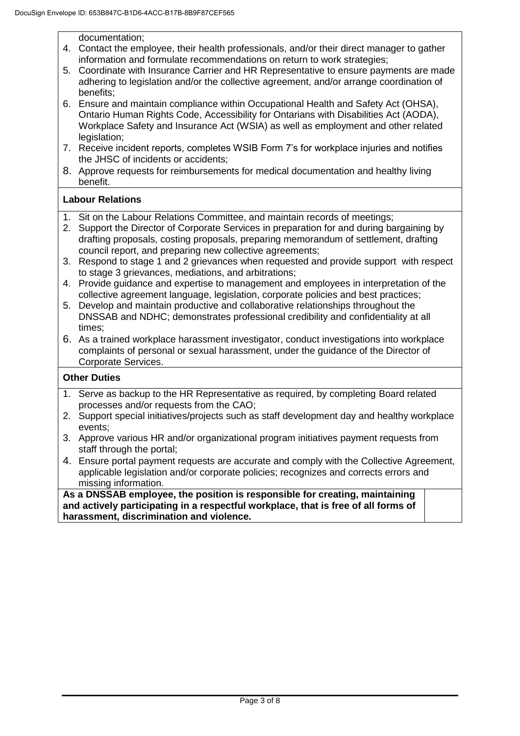documentation;

4. Contact the employee, their health professionals, and/or their direct manager to gather information and formulate recommendations on return to work strategies;
5. Coordinate with Insurance Carrier and HR Representative to ensure payments are made adhering to legislation and/or the collective agreement, and/or arrange coordination of benefits;
6. Ensure and maintain compliance within Occupational Health and Safety Act (OHSA), Ontario Human Rights Code, Accessibility for Ontarians with Disabilities Act (AODA), Workplace Safety and Insurance Act (WSIA) as well as employment and other related legislation;
7. Receive incident reports, completes WSIB Form 7's for workplace injuries and notifies the JHSC of incidents or accidents;
8. Approve requests for reimbursements for medical documentation and healthy living benefit.

**Labour Relations**

1. Sit on the Labour Relations Committee, and maintain records of meetings;
2. Support the Director of Corporate Services in preparation for and during bargaining by drafting proposals, costing proposals, preparing memorandum of settlement, drafting council report, and preparing new collective agreements;
3. Respond to stage 1 and 2 grievances when requested and provide support with respect to stage 3 grievances, mediations, and arbitrations;
4. Provide guidance and expertise to management and employees in interpretation of the collective agreement language, legislation, corporate policies and best practices;
5. Develop and maintain productive and collaborative relationships throughout the DNSSAB and NDHC; demonstrates professional credibility and confidentiality at all times;
6. As a trained workplace harassment investigator, conduct investigations into workplace complaints of personal or sexual harassment, under the guidance of the Director of Corporate Services.

**Other Duties**

1. Serve as backup to the HR Representative as required, by completing Board related processes and/or requests from the CAO;
2. Support special initiatives/projects such as staff development day and healthy workplace events;
3. Approve various HR and/or organizational program initiatives payment requests from staff through the portal;
4. Ensure portal payment requests are accurate and comply with the Collective Agreement, applicable legislation and/or corporate policies; recognizes and corrects errors and missing information.

**As a DNSSAB employee, the position is responsible for creating, maintaining and actively participating in a respectful workplace, that is free of all forms of harassment, discrimination and violence.**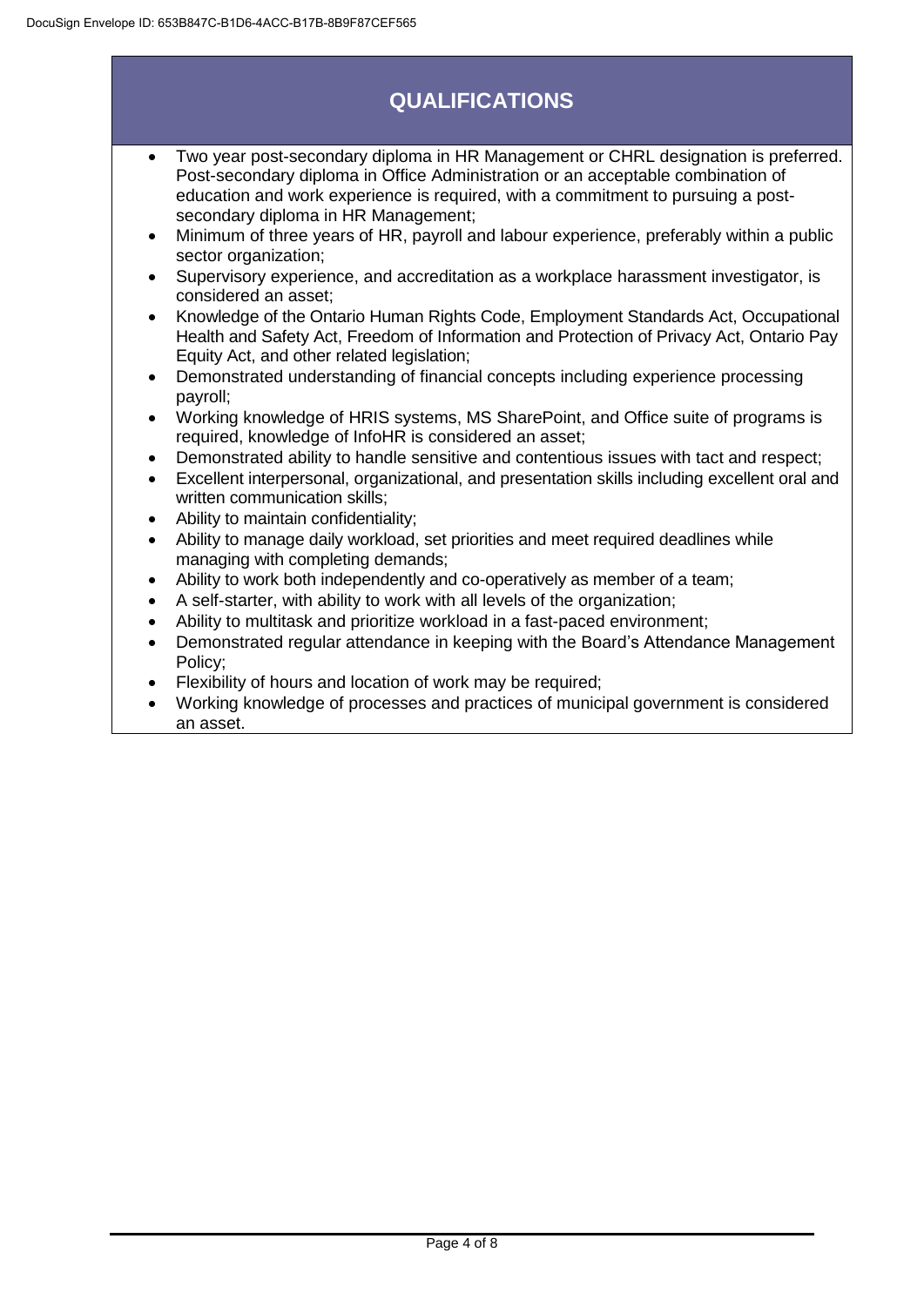## QUALIFICATIONS

- Two year post-secondary diploma in HR Management or CHRL designation is preferred. Post-secondary diploma in Office Administration or an acceptable combination of education and work experience is required, with a commitment to pursuing a post-secondary diploma in HR Management;
- Minimum of three years of HR, payroll and labour experience, preferably within a public sector organization;
- Supervisory experience, and accreditation as a workplace harassment investigator, is considered an asset;
- Knowledge of the Ontario Human Rights Code, Employment Standards Act, Occupational Health and Safety Act, Freedom of Information and Protection of Privacy Act, Ontario Pay Equity Act, and other related legislation;
- Demonstrated understanding of financial concepts including experience processing payroll;
- Working knowledge of HRIS systems, MS SharePoint, and Office suite of programs is required, knowledge of InfoHR is considered an asset;
- Demonstrated ability to handle sensitive and contentious issues with tact and respect;
- Excellent interpersonal, organizational, and presentation skills including excellent oral and written communication skills;
- Ability to maintain confidentiality;
- Ability to manage daily workload, set priorities and meet required deadlines while managing with completing demands;
- Ability to work both independently and co-operatively as member of a team;
- A self-starter, with ability to work with all levels of the organization;
- Ability to multitask and prioritize workload in a fast-paced environment;
- Demonstrated regular attendance in keeping with the Board's Attendance Management Policy;
- Flexibility of hours and location of work may be required;
- Working knowledge of processes and practices of municipal government is considered an asset.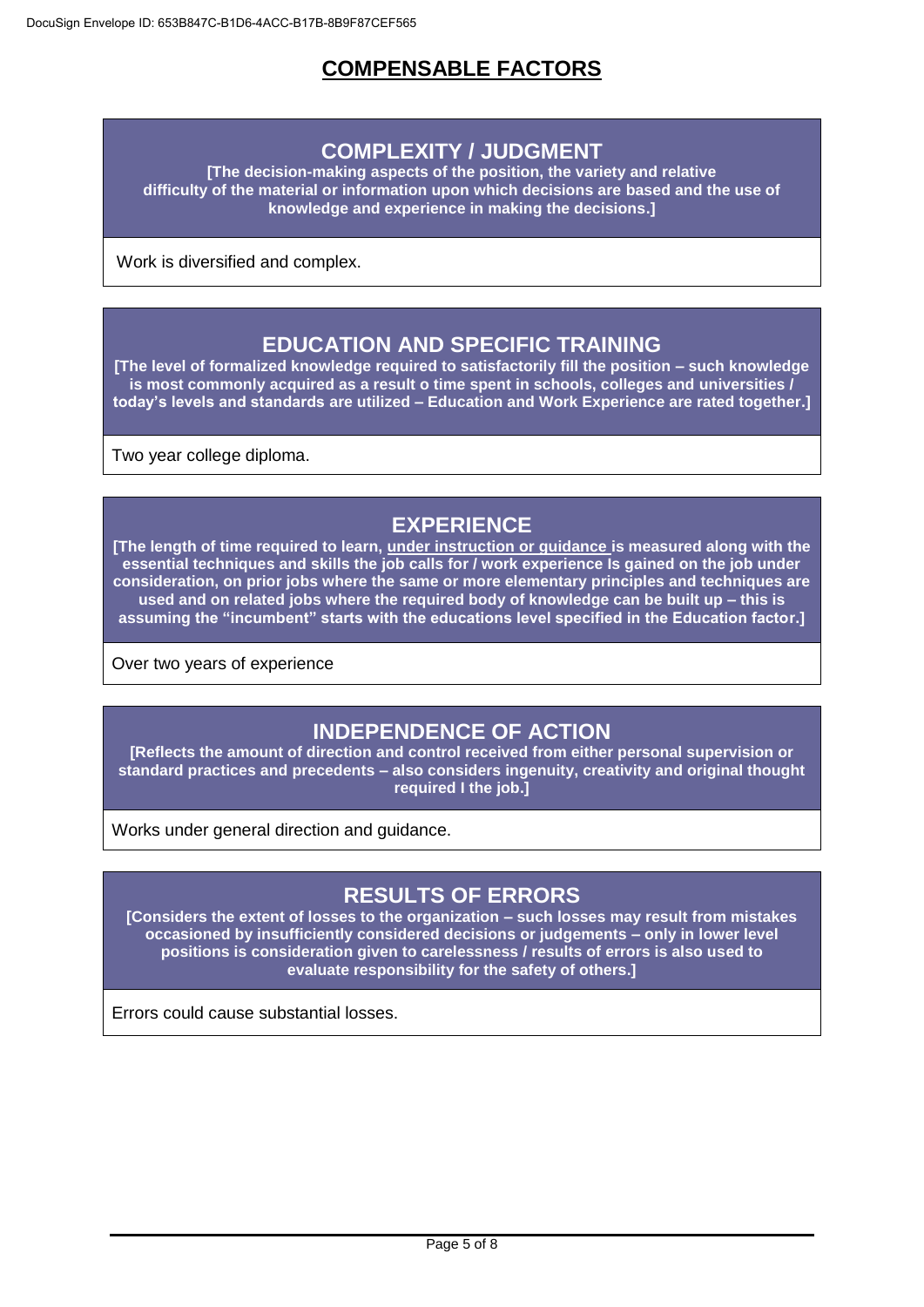# COMPENSABLE FACTORS

## COMPLEXITY / JUDGMENT

**[The decision-making aspects of the position, the variety and relative difficulty of the material or information upon which decisions are based and the use of knowledge and experience in making the decisions.]**

Work is diversified and complex.

## EDUCATION AND SPECIFIC TRAINING

**[The level of formalized knowledge required to satisfactorily fill the position – such knowledge is most commonly acquired as a result o time spent in schools, colleges and universities / today's levels and standards are utilized – Education and Work Experience are rated together.]**

Two year college diploma.

## EXPERIENCE

**[The length of time required to learn, <u>under instruction or guidance</u> is measured along with the essential techniques and skills the job calls for / work experience Is gained on the job under consideration, on prior jobs where the same or more elementary principles and techniques are used and on related jobs where the required body of knowledge can be built up – this is assuming the "incumbent" starts with the educations level specified in the Education factor.]**

Over two years of experience

## INDEPENDENCE OF ACTION

**[Reflects the amount of direction and control received from either personal supervision or standard practices and precedents – also considers ingenuity, creativity and original thought required I the job.]**

Works under general direction and guidance.

## RESULTS OF ERRORS

**[Considers the extent of losses to the organization – such losses may result from mistakes occasioned by insufficiently considered decisions or judgements – only in lower level positions is consideration given to carelessness / results of errors is also used to evaluate responsibility for the safety of others.]**

Errors could cause substantial losses.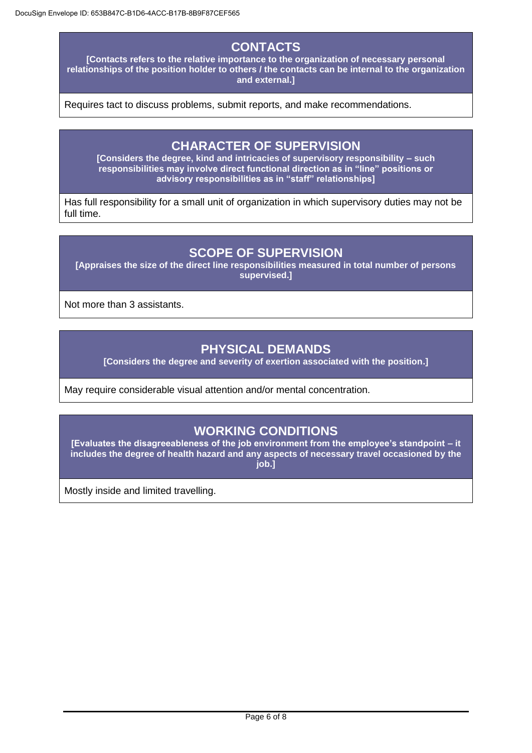## CONTACTS

**[Contacts refers to the relative importance to the organization of necessary personal relationships of the position holder to others / the contacts can be internal to the organization and external.]**

Requires tact to discuss problems, submit reports, and make recommendations.

## CHARACTER OF SUPERVISION

**[Considers the degree, kind and intricacies of supervisory responsibility – such responsibilities may involve direct functional direction as in "line" positions or advisory responsibilities as in "staff" relationships]**

Has full responsibility for a small unit of organization in which supervisory duties may not be full time.

## SCOPE OF SUPERVISION

**[Appraises the size of the direct line responsibilities measured in total number of persons supervised.]**

Not more than 3 assistants.

## PHYSICAL DEMANDS

**[Considers the degree and severity of exertion associated with the position.]**

May require considerable visual attention and/or mental concentration.

## WORKING CONDITIONS

**[Evaluates the disagreeableness of the job environment from the employee's standpoint – it includes the degree of health hazard and any aspects of necessary travel occasioned by the job.]**

Mostly inside and limited travelling.